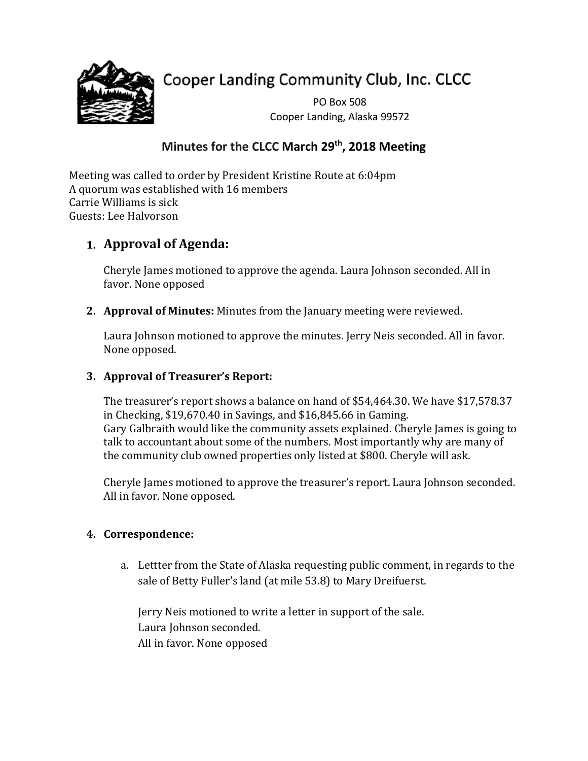# Cooper Landing Community Club, Inc. CLCC

PO Box 508
Cooper Landing, Alaska 99572

## Minutes for the CLCC March 29th, 2018 Meeting

Meeting was called to order by President Kristine Route at 6:04pm
A quorum was established with 16 members
Carrie Williams is sick
Guests: Lee Halvorson

1. **Approval of Agenda:**

   Cheryle James motioned to approve the agenda. Laura Johnson seconded. All in favor. None opposed

2. **Approval of Minutes:** Minutes from the January meeting were reviewed.

   Laura Johnson motioned to approve the minutes. Jerry Neis seconded. All in favor. None opposed.

3. **Approval of Treasurer's Report:**

   The treasurer's report shows a balance on hand of $54,464.30. We have $17,578.37 in Checking, $19,670.40 in Savings, and $16,845.66 in Gaming.
   Gary Galbraith would like the community assets explained. Cheryle James is going to talk to accountant about some of the numbers. Most importantly why are many of the community club owned properties only listed at $800. Cheryle will ask.

   Cheryle James motioned to approve the treasurer's report. Laura Johnson seconded. All in favor. None opposed.

4. **Correspondence:**

   a. Lettter from the State of Alaska requesting public comment, in regards to the sale of Betty Fuller's land (at mile 53.8) to Mary Dreifuerst.

      Jerry Neis motioned to write a letter in support of the sale.
      Laura Johnson seconded.
      All in favor. None opposed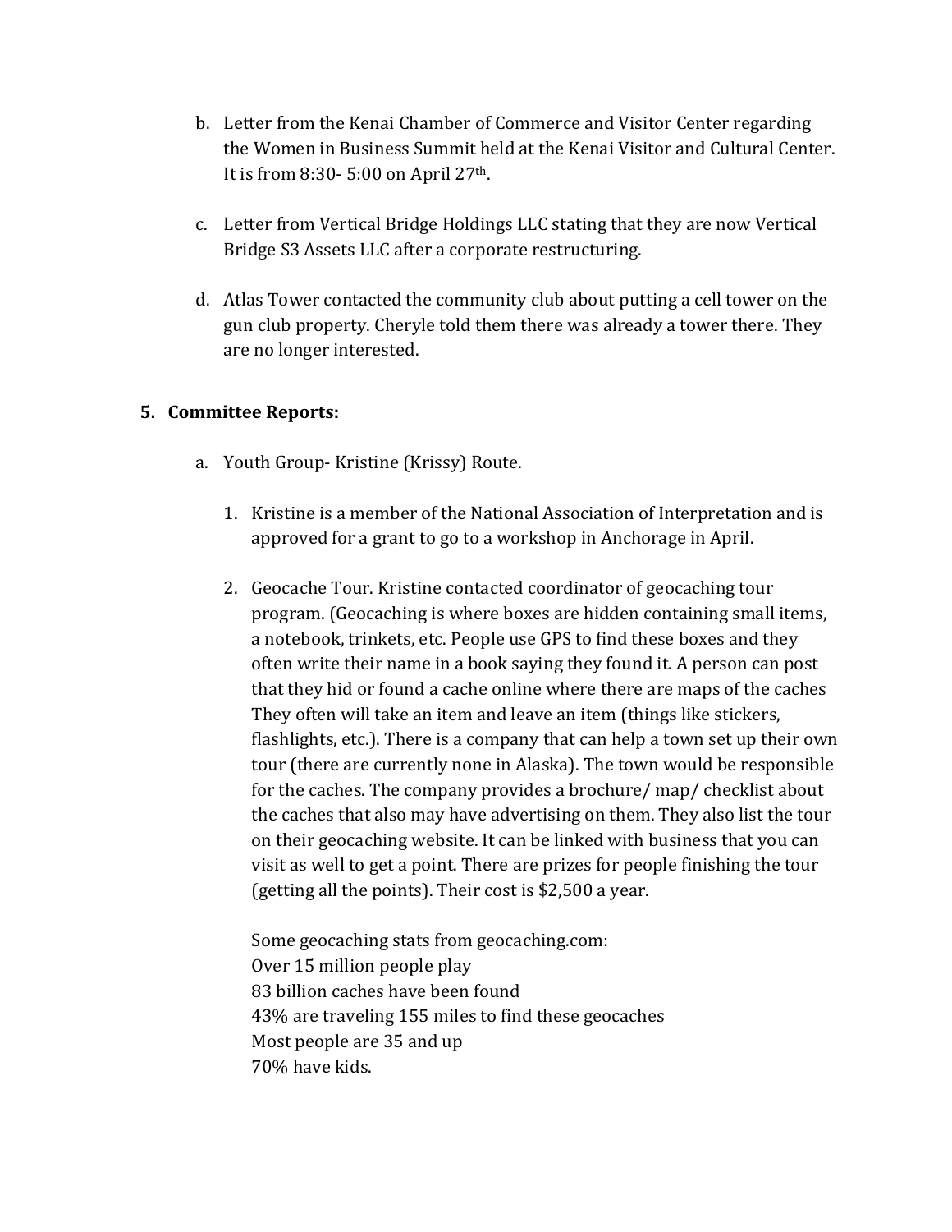b. Letter from the Kenai Chamber of Commerce and Visitor Center regarding the Women in Business Summit held at the Kenai Visitor and Cultural Center. It is from 8:30- 5:00 on April 27th.

c. Letter from Vertical Bridge Holdings LLC stating that they are now Vertical Bridge S3 Assets LLC after a corporate restructuring.

d. Atlas Tower contacted the community club about putting a cell tower on the gun club property. Cheryle told them there was already a tower there. They are no longer interested.

**5. Committee Reports:**

a. Youth Group- Kristine (Krissy) Route.

1. Kristine is a member of the National Association of Interpretation and is approved for a grant to go to a workshop in Anchorage in April.

2. Geocache Tour. Kristine contacted coordinator of geocaching tour program. (Geocaching is where boxes are hidden containing small items, a notebook, trinkets, etc. People use GPS to find these boxes and they often write their name in a book saying they found it. A person can post that they hid or found a cache online where there are maps of the caches They often will take an item and leave an item (things like stickers, flashlights, etc.). There is a company that can help a town set up their own tour (there are currently none in Alaska). The town would be responsible for the caches. The company provides a brochure/ map/ checklist about the caches that also may have advertising on them. They also list the tour on their geocaching website. It can be linked with business that you can visit as well to get a point. There are prizes for people finishing the tour (getting all the points). Their cost is $2,500 a year.

   Some geocaching stats from geocaching.com:
   Over 15 million people play
   83 billion caches have been found
   43% are traveling 155 miles to find these geocaches
   Most people are 35 and up
   70% have kids.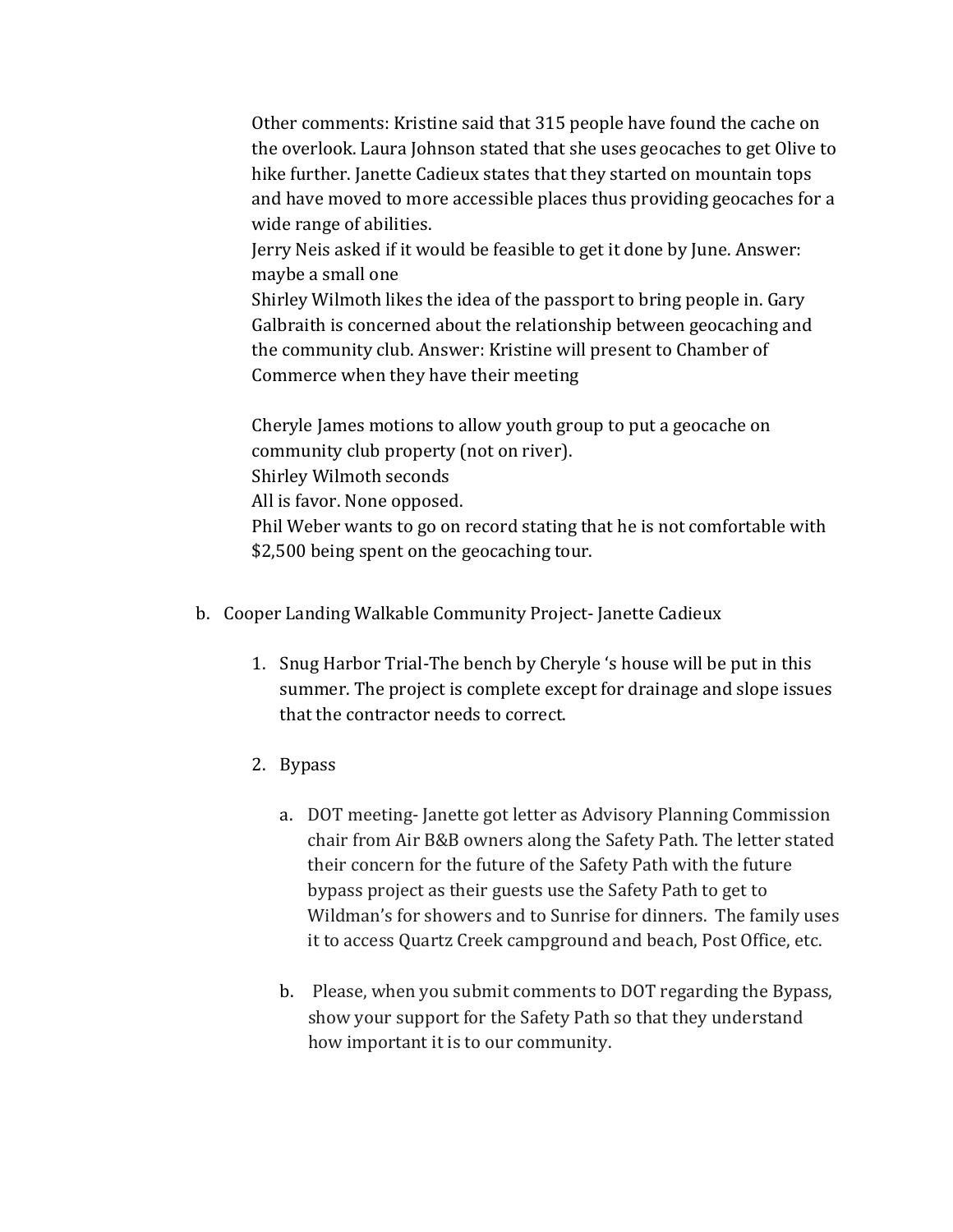Other comments: Kristine said that 315 people have found the cache on the overlook. Laura Johnson stated that she uses geocaches to get Olive to hike further. Janette Cadieux states that they started on mountain tops and have moved to more accessible places thus providing geocaches for a wide range of abilities.
Jerry Neis asked if it would be feasible to get it done by June. Answer: maybe a small one
Shirley Wilmoth likes the idea of the passport to bring people in. Gary Galbraith is concerned about the relationship between geocaching and the community club. Answer: Kristine will present to Chamber of Commerce when they have their meeting

Cheryle James motions to allow youth group to put a geocache on community club property (not on river).
Shirley Wilmoth seconds
All is favor. None opposed.
Phil Weber wants to go on record stating that he is not comfortable with $2,500 being spent on the geocaching tour.

b. Cooper Landing Walkable Community Project- Janette Cadieux

1. Snug Harbor Trial-The bench by Cheryle 's house will be put in this summer. The project is complete except for drainage and slope issues that the contractor needs to correct.

2. Bypass

    a. DOT meeting- Janette got letter as Advisory Planning Commission chair from Air B&B owners along the Safety Path. The letter stated their concern for the future of the Safety Path with the future bypass project as their guests use the Safety Path to get to Wildman's for showers and to Sunrise for dinners. The family uses it to access Quartz Creek campground and beach, Post Office, etc.

    b. Please, when you submit comments to DOT regarding the Bypass, show your support for the Safety Path so that they understand how important it is to our community.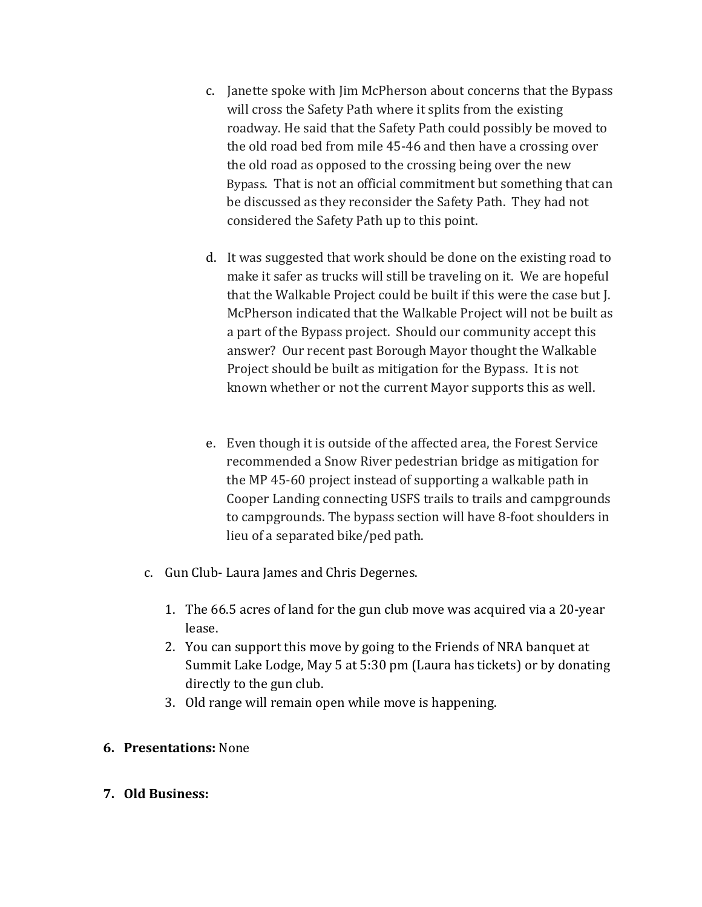c. Janette spoke with Jim McPherson about concerns that the Bypass will cross the Safety Path where it splits from the existing roadway. He said that the Safety Path could possibly be moved to the old road bed from mile 45-46 and then have a crossing over the old road as opposed to the crossing being over the new Bypass. That is not an official commitment but something that can be discussed as they reconsider the Safety Path. They had not considered the Safety Path up to this point.

d. It was suggested that work should be done on the existing road to make it safer as trucks will still be traveling on it. We are hopeful that the Walkable Project could be built if this were the case but J. McPherson indicated that the Walkable Project will not be built as a part of the Bypass project. Should our community accept this answer? Our recent past Borough Mayor thought the Walkable Project should be built as mitigation for the Bypass. It is not known whether or not the current Mayor supports this as well.

e. Even though it is outside of the affected area, the Forest Service recommended a Snow River pedestrian bridge as mitigation for the MP 45-60 project instead of supporting a walkable path in Cooper Landing connecting USFS trails to trails and campgrounds to campgrounds. The bypass section will have 8-foot shoulders in lieu of a separated bike/ped path.

c. Gun Club- Laura James and Chris Degernes.

1. The 66.5 acres of land for the gun club move was acquired via a 20-year lease.
2. You can support this move by going to the Friends of NRA banquet at Summit Lake Lodge, May 5 at 5:30 pm (Laura has tickets) or by donating directly to the gun club.
3. Old range will remain open while move is happening.

**6. Presentations:** None

**7. Old Business:**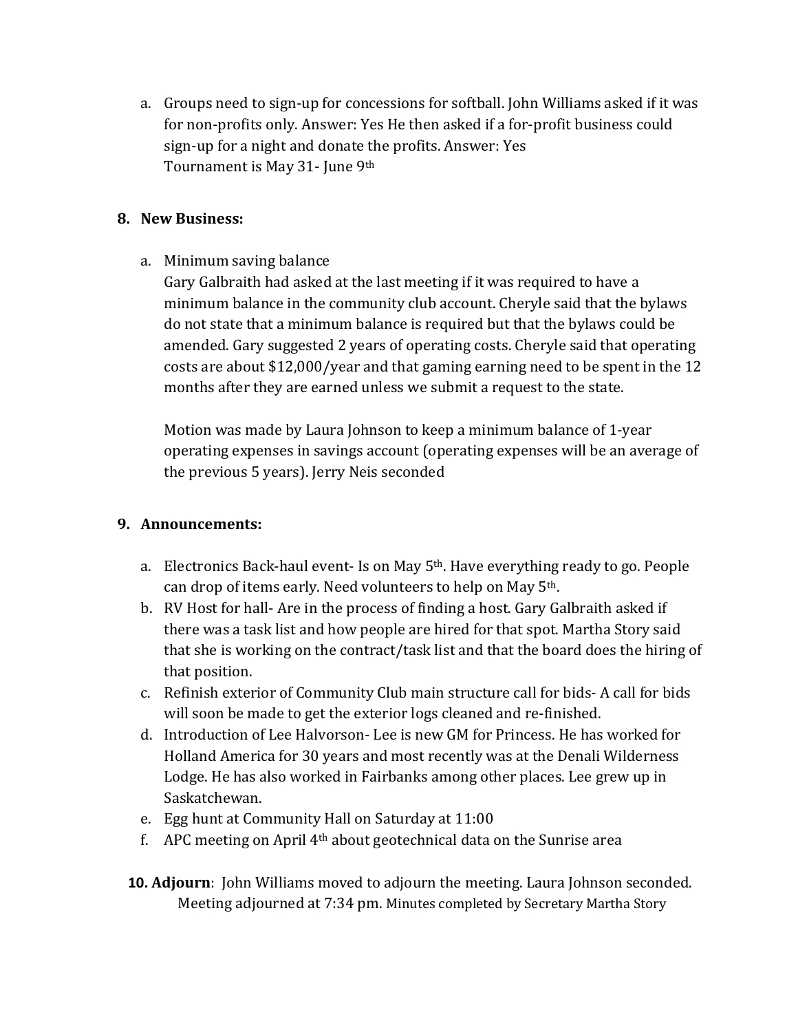a. Groups need to sign-up for concessions for softball. John Williams asked if it was for non-profits only. Answer: Yes He then asked if a for-profit business could sign-up for a night and donate the profits. Answer: Yes
   Tournament is May 31- June 9th

8. **New Business:**

   a. Minimum saving balance
   Gary Galbraith had asked at the last meeting if it was required to have a minimum balance in the community club account. Cheryle said that the bylaws do not state that a minimum balance is required but that the bylaws could be amended. Gary suggested 2 years of operating costs. Cheryle said that operating costs are about $12,000/year and that gaming earning need to be spent in the 12 months after they are earned unless we submit a request to the state.

   Motion was made by Laura Johnson to keep a minimum balance of 1-year operating expenses in savings account (operating expenses will be an average of the previous 5 years). Jerry Neis seconded

9. **Announcements:**

   a. Electronics Back-haul event- Is on May 5th. Have everything ready to go. People can drop of items early. Need volunteers to help on May 5th.
   b. RV Host for hall- Are in the process of finding a host. Gary Galbraith asked if there was a task list and how people are hired for that spot. Martha Story said that she is working on the contract/task list and that the board does the hiring of that position.
   c. Refinish exterior of Community Club main structure call for bids- A call for bids will soon be made to get the exterior logs cleaned and re-finished.
   d. Introduction of Lee Halvorson- Lee is new GM for Princess. He has worked for Holland America for 30 years and most recently was at the Denali Wilderness Lodge. He has also worked in Fairbanks among other places. Lee grew up in Saskatchewan.
   e. Egg hunt at Community Hall on Saturday at 11:00
   f. APC meeting on April 4th about geotechnical data on the Sunrise area

10. **Adjourn**: John Williams moved to adjourn the meeting. Laura Johnson seconded.
    Meeting adjourned at 7:34 pm. Minutes completed by Secretary Martha Story